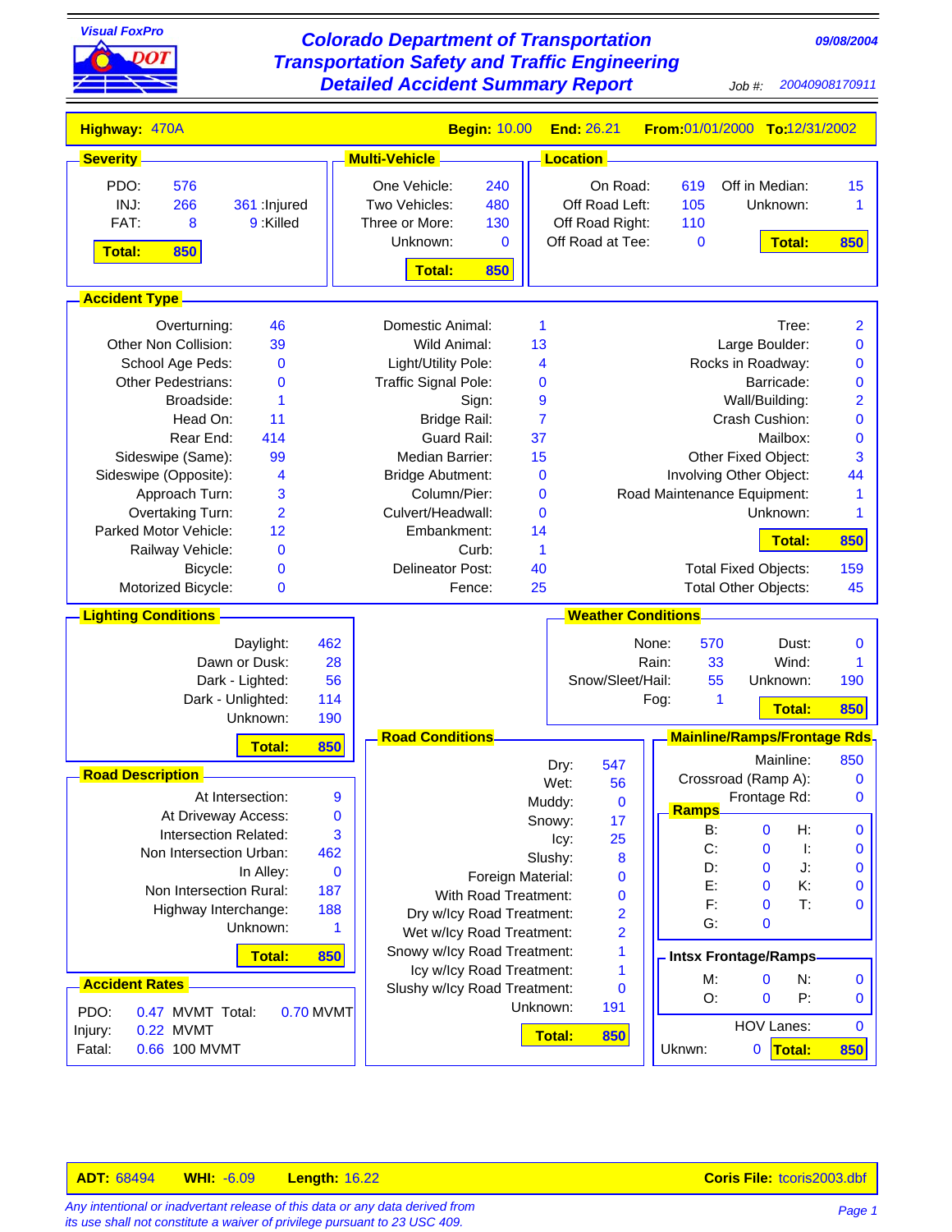Visual FoxPro

# Colorado Department of Transportation
## Transportation Safety and Traffic Engineering
## Detailed Accident Summary Report

09/08/2004

Job #: 20040908170911

**Highway:** 470A **Begin:** 10.00 **End:** 26.21 **From:** 01/01/2000 **To:** 12/31/2002

### Severity

| | | |
|---|---|---|
| PDO: | 576 | |
| INJ: | 266 | 361 :Injured |
| FAT: | 8 | 9 :Killed |
| **Total:** | **850** | |

### Multi-Vehicle

| | |
|---|---|
| One Vehicle: | 240 |
| Two Vehicles: | 480 |
| Three or More: | 130 |
| Unknown: | 0 |
| **Total:** | **850** |

### Location

| | | | |
|---|---|---|---|
| On Road: | 619 | Off in Median: | 15 |
| Off Road Left: | 105 | Unknown: | 1 |
| Off Road Right: | 110 | | |
| Off Road at Tee: | 0 | **Total:** | **850** |

### Accident Type

| | | | | | |
|---|---|---|---|---|---|
| Overturning: | 46 | Domestic Animal: | 1 | Tree: | 2 |
| Other Non Collision: | 39 | Wild Animal: | 13 | Large Boulder: | 0 |
| School Age Peds: | 0 | Light/Utility Pole: | 4 | Rocks in Roadway: | 0 |
| Other Pedestrians: | 0 | Traffic Signal Pole: | 0 | Barricade: | 0 |
| Broadside: | 1 | Sign: | 9 | Wall/Building: | 2 |
| Head On: | 11 | Bridge Rail: | 7 | Crash Cushion: | 0 |
| Rear End: | 414 | Guard Rail: | 37 | Mailbox: | 0 |
| Sideswipe (Same): | 99 | Median Barrier: | 15 | Other Fixed Object: | 3 |
| Sideswipe (Opposite): | 4 | Bridge Abutment: | 0 | Involving Other Object: | 44 |
| Approach Turn: | 3 | Column/Pier: | 0 | Road Maintenance Equipment: | 1 |
| Overtaking Turn: | 2 | Culvert/Headwall: | 0 | Unknown: | 1 |
| Parked Motor Vehicle: | 12 | Embankment: | 14 | **Total:** | **850** |
| Railway Vehicle: | 0 | Curb: | 1 | | |
| Bicycle: | 0 | Delineator Post: | 40 | Total Fixed Objects: | 159 |
| Motorized Bicycle: | 0 | Fence: | 25 | Total Other Objects: | 45 |

### Lighting Conditions

| | |
|---|---|
| Daylight: | 462 |
| Dawn or Dusk: | 28 |
| Dark - Lighted: | 56 |
| Dark - Unlighted: | 114 |
| Unknown: | 190 |
| **Total:** | **850** |

### Weather Conditions

| | | | |
|---|---|---|---|
| None: | 570 | Dust: | 0 |
| Rain: | 33 | Wind: | 1 |
| Snow/Sleet/Hail: | 55 | Unknown: | 190 |
| Fog: | 1 | **Total:** | **850** |

### Road Description

| | |
|---|---|
| At Intersection: | 9 |
| At Driveway Access: | 0 |
| Intersection Related: | 3 |
| Non Intersection Urban: | 462 |
| In Alley: | 0 |
| Non Intersection Rural: | 187 |
| Highway Interchange: | 188 |
| Unknown: | 1 |
| **Total:** | **850** |

### Road Conditions

| | |
|---|---|
| Dry: | 547 |
| Wet: | 56 |
| Muddy: | 0 |
| Snowy: | 17 |
| Icy: | 25 |
| Slushy: | 8 |
| Foreign Material: | 0 |
| With Road Treatment: | 0 |
| Dry w/Icy Road Treatment: | 2 |
| Wet w/Icy Road Treatment: | 2 |
| Snowy w/Icy Road Treatment: | 1 |
| Icy w/Icy Road Treatment: | 1 |
| Slushy w/Icy Road Treatment: | 0 |
| Unknown: | 191 |
| **Total:** | **850** |

### Mainline/Ramps/Frontage Rds.

| | |
|---|---|
| Mainline: | 850 |
| Crossroad (Ramp A): | 0 |
| Frontage Rd: | 0 |

#### Ramps

| | | | |
|---|---|---|---|
| B: | 0 | H: | 0 |
| C: | 0 | I: | 0 |
| D: | 0 | J: | 0 |
| E: | 0 | K: | 0 |
| F: | 0 | T: | 0 |
| G: | 0 | | |

#### Intsx Frontage/Ramps

| | | | |
|---|---|---|---|
| M: | 0 | N: | 0 |
| O: | 0 | P: | 0 |

HOV Lanes: 0

Ukwn: 0 **Total:** **850**

### Accident Rates

| | | | |
|---|---|---|---|
| PDO: | 0.47 MVMT | Total: | 0.70 MVMT |
| Injury: | 0.22 MVMT | | |
| Fatal: | 0.66 100 MVMT | | |

**ADT:** 68494 **WHI:** -6.09 **Length:** 16.22 **Coris File:** tcoris2003.dbf

*Any intentional or inadvertant release of this data or any data derived from its use shall not constitute a waiver of privilege pursuant to 23 USC 409.*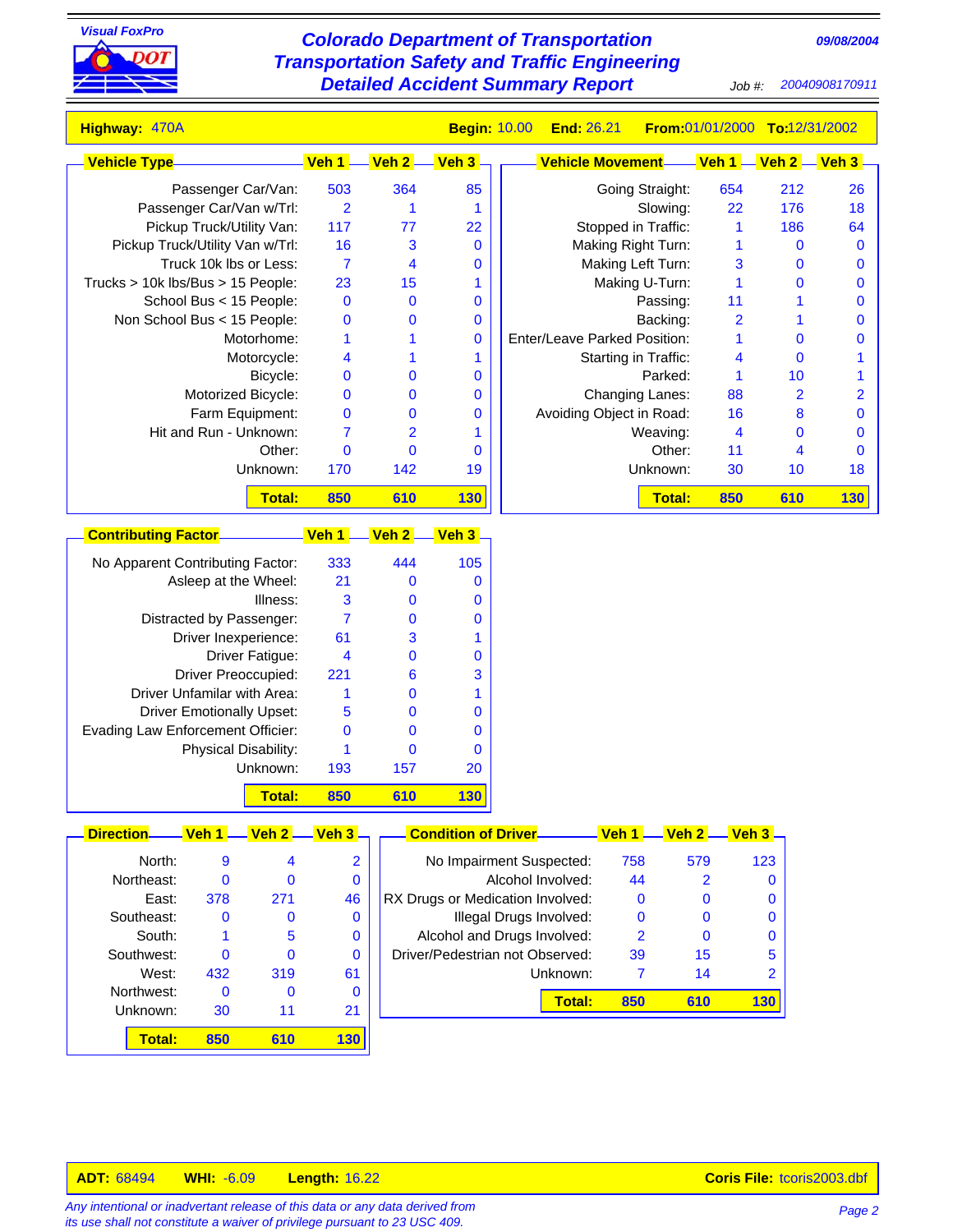Visual FoxPro

# Colorado Department of Transportation
## Transportation Safety and Traffic Engineering
## Detailed Accident Summary Report

09/08/2004

Job #: 20040908170911

**Highway:** 470A **Begin:** 10.00 **End:** 26.21 **From:** 01/01/2000 **To:** 12/31/2002

| Vehicle Type | Veh 1 | Veh 2 | Veh 3 |
|---|---|---|---|
| Passenger Car/Van: | 503 | 364 | 85 |
| Passenger Car/Van w/Trl: | 2 | 1 | 1 |
| Pickup Truck/Utility Van: | 117 | 77 | 22 |
| Pickup Truck/Utility Van w/Trl: | 16 | 3 | 0 |
| Truck 10k lbs or Less: | 7 | 4 | 0 |
| Trucks > 10k lbs/Bus > 15 People: | 23 | 15 | 1 |
| School Bus < 15 People: | 0 | 0 | 0 |
| Non School Bus < 15 People: | 0 | 0 | 0 |
| Motorhome: | 1 | 1 | 0 |
| Motorcycle: | 4 | 1 | 1 |
| Bicycle: | 0 | 0 | 0 |
| Motorized Bicycle: | 0 | 0 | 0 |
| Farm Equipment: | 0 | 0 | 0 |
| Hit and Run - Unknown: | 7 | 2 | 1 |
| Other: | 0 | 0 | 0 |
| Unknown: | 170 | 142 | 19 |
| **Total:** | **850** | **610** | **130** |

| Vehicle Movement | Veh 1 | Veh 2 | Veh 3 |
|---|---|---|---|
| Going Straight: | 654 | 212 | 26 |
| Slowing: | 22 | 176 | 18 |
| Stopped in Traffic: | 1 | 186 | 64 |
| Making Right Turn: | 1 | 0 | 0 |
| Making Left Turn: | 3 | 0 | 0 |
| Making U-Turn: | 1 | 0 | 0 |
| Passing: | 11 | 1 | 0 |
| Backing: | 2 | 1 | 0 |
| Enter/Leave Parked Position: | 1 | 0 | 0 |
| Starting in Traffic: | 4 | 0 | 1 |
| Parked: | 1 | 10 | 1 |
| Changing Lanes: | 88 | 2 | 2 |
| Avoiding Object in Road: | 16 | 8 | 0 |
| Weaving: | 4 | 0 | 0 |
| Other: | 11 | 4 | 0 |
| Unknown: | 30 | 10 | 18 |
| **Total:** | **850** | **610** | **130** |

| Contributing Factor | Veh 1 | Veh 2 | Veh 3 |
|---|---|---|---|
| No Apparent Contributing Factor: | 333 | 444 | 105 |
| Asleep at the Wheel: | 21 | 0 | 0 |
| Illness: | 3 | 0 | 0 |
| Distracted by Passenger: | 7 | 0 | 0 |
| Driver Inexperience: | 61 | 3 | 1 |
| Driver Fatigue: | 4 | 0 | 0 |
| Driver Preoccupied: | 221 | 6 | 3 |
| Driver Unfamilar with Area: | 1 | 0 | 1 |
| Driver Emotionally Upset: | 5 | 0 | 0 |
| Evading Law Enforcement Officier: | 0 | 0 | 0 |
| Physical Disability: | 1 | 0 | 0 |
| Unknown: | 193 | 157 | 20 |
| **Total:** | **850** | **610** | **130** |

| Direction | Veh 1 | Veh 2 | Veh 3 |
|---|---|---|---|
| North: | 9 | 4 | 2 |
| Northeast: | 0 | 0 | 0 |
| East: | 378 | 271 | 46 |
| Southeast: | 0 | 0 | 0 |
| South: | 1 | 5 | 0 |
| Southwest: | 0 | 0 | 0 |
| West: | 432 | 319 | 61 |
| Northwest: | 0 | 0 | 0 |
| Unknown: | 30 | 11 | 21 |
| **Total:** | **850** | **610** | **130** |

| Condition of Driver | Veh 1 | Veh 2 | Veh 3 |
|---|---|---|---|
| No Impairment Suspected: | 758 | 579 | 123 |
| Alcohol Involved: | 44 | 2 | 0 |
| RX Drugs or Medication Involved: | 0 | 0 | 0 |
| Illegal Drugs Involved: | 0 | 0 | 0 |
| Alcohol and Drugs Involved: | 2 | 0 | 0 |
| Driver/Pedestrian not Observed: | 39 | 15 | 5 |
| Unknown: | 7 | 14 | 2 |
| **Total:** | **850** | **610** | **130** |

**ADT:** 68494 **WHI:** -6.09 **Length:** 16.22 **Coris File:** tcoris2003.dbf

*Any intentional or inadvertant release of this data or any data derived from its use shall not constitute a waiver of privilege pursuant to 23 USC 409.*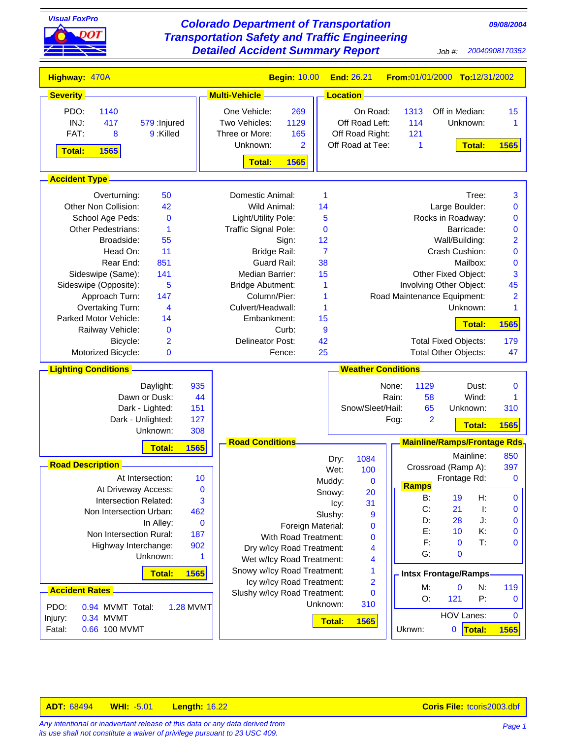Visual FoxPro

# Colorado Department of Transportation
## Transportation Safety and Traffic Engineering
## Detailed Accident Summary Report

09/08/2004

Job #: 20040908170352

**Highway:** 470A **Begin:** 10.00 **End:** 26.21 **From:** 01/01/2000 **To:** 12/31/2002

### Severity

| | | |
|---|---|---|
| PDO: | 1140 | |
| INJ: | 417 | 579 :Injured |
| FAT: | 8 | 9 :Killed |
| **Total:** | **1565** | |

### Multi-Vehicle

| | |
|---|---|
| One Vehicle: | 269 |
| Two Vehicles: | 1129 |
| Three or More: | 165 |
| Unknown: | 2 |
| **Total:** | **1565** |

### Location

| | | | |
|---|---|---|---|
| On Road: | 1313 | Off in Median: | 15 |
| Off Road Left: | 114 | Unknown: | 1 |
| Off Road Right: | 121 | | |
| Off Road at Tee: | 1 | **Total:** | **1565** |

### Accident Type

| | | | | | |
|---|---|---|---|---|---|
| Overturning: | 50 | Domestic Animal: | 1 | Tree: | 3 |
| Other Non Collision: | 42 | Wild Animal: | 14 | Large Boulder: | 0 |
| School Age Peds: | 0 | Light/Utility Pole: | 5 | Rocks in Roadway: | 0 |
| Other Pedestrians: | 1 | Traffic Signal Pole: | 0 | Barricade: | 0 |
| Broadside: | 55 | Sign: | 12 | Wall/Building: | 2 |
| Head On: | 11 | Bridge Rail: | 7 | Crash Cushion: | 0 |
| Rear End: | 851 | Guard Rail: | 38 | Mailbox: | 0 |
| Sideswipe (Same): | 141 | Median Barrier: | 15 | Other Fixed Object: | 3 |
| Sideswipe (Opposite): | 5 | Bridge Abutment: | 1 | Involving Other Object: | 45 |
| Approach Turn: | 147 | Column/Pier: | 1 | Road Maintenance Equipment: | 2 |
| Overtaking Turn: | 4 | Culvert/Headwall: | 1 | Unknown: | 1 |
| Parked Motor Vehicle: | 14 | Embankment: | 15 | **Total:** | **1565** |
| Railway Vehicle: | 0 | Curb: | 9 | | |
| Bicycle: | 2 | Delineator Post: | 42 | Total Fixed Objects: | 179 |
| Motorized Bicycle: | 0 | Fence: | 25 | Total Other Objects: | 47 |

### Lighting Conditions

| | |
|---|---|
| Daylight: | 935 |
| Dawn or Dusk: | 44 |
| Dark - Lighted: | 151 |
| Dark - Unlighted: | 127 |
| Unknown: | 308 |
| **Total:** | **1565** |

### Weather Conditions

| | | | |
|---|---|---|---|
| None: | 1129 | Dust: | 0 |
| Rain: | 58 | Wind: | 1 |
| Snow/Sleet/Hail: | 65 | Unknown: | 310 |
| Fog: | 2 | **Total:** | **1565** |

### Road Description

| | |
|---|---|
| At Intersection: | 10 |
| At Driveway Access: | 0 |
| Intersection Related: | 3 |
| Non Intersection Urban: | 462 |
| In Alley: | 0 |
| Non Intersection Rural: | 187 |
| Highway Interchange: | 902 |
| Unknown: | 1 |
| **Total:** | **1565** |

### Road Conditions

| | |
|---|---|
| Dry: | 1084 |
| Wet: | 100 |
| Muddy: | 0 |
| Snowy: | 20 |
| Icy: | 31 |
| Slushy: | 9 |
| Foreign Material: | 0 |
| With Road Treatment: | 0 |
| Dry w/Icy Road Treatment: | 4 |
| Wet w/Icy Road Treatment: | 4 |
| Snowy w/Icy Road Treatment: | 1 |
| Icy w/Icy Road Treatment: | 2 |
| Slushy w/Icy Road Treatment: | 0 |
| Unknown: | 310 |
| **Total:** | **1565** |

### Mainline/Ramps/Frontage Rds.

| | |
|---|---|
| Mainline: | 850 |
| Crossroad (Ramp A): | 397 |
| Frontage Rd: | 0 |

#### Ramps

| | | | |
|---|---|---|---|
| B: | 19 | H: | 0 |
| C: | 21 | I: | 0 |
| D: | 28 | J: | 0 |
| E: | 10 | K: | 0 |
| F: | 0 | T: | 0 |
| G: | 0 | | |

#### Intsx Frontage/Ramps

| | | | |
|---|---|---|---|
| M: | 0 | N: | 119 |
| O: | 121 | P: | 0 |

HOV Lanes: 0

Uknwn: 0 **Total: 1565**

### Accident Rates

| | | | | |
|---|---|---|---|---|
| PDO: | 0.94 | MVMT | Total: | 1.28 MVMT |
| Injury: | 0.34 | MVMT | | |
| Fatal: | 0.66 | 100 MVMT | | |

**ADT:** 68494 **WHI:** -5.01 **Length:** 16.22 **Coris File:** tcoris2003.dbf

*Any intentional or inadvertant release of this data or any data derived from its use shall not constitute a waiver of privilege pursuant to 23 USC 409.*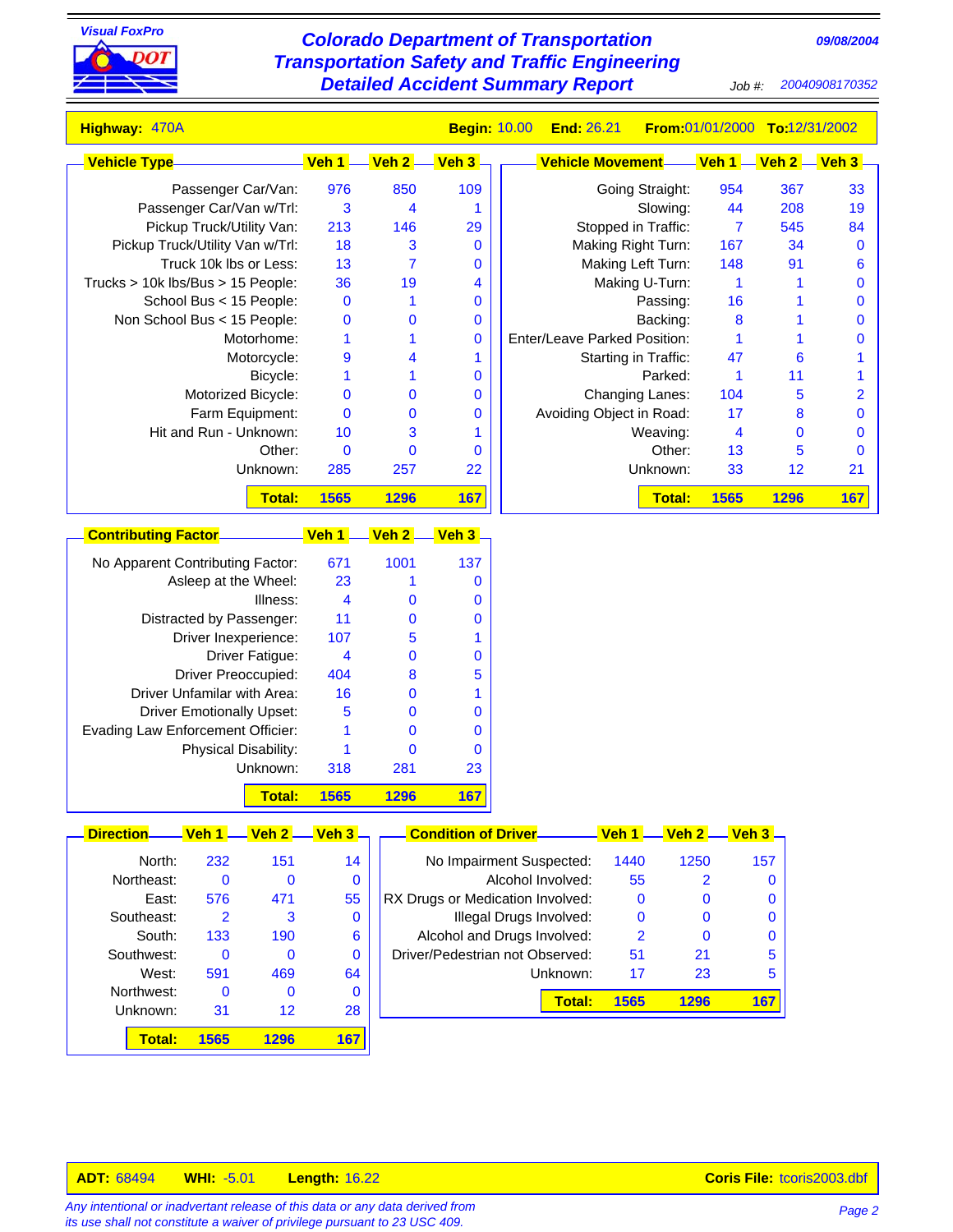Visual FoxPro

# Colorado Department of Transportation
## Transportation Safety and Traffic Engineering
## Detailed Accident Summary Report

09/08/2004

Job #: 20040908170352

**Highway:** 470A **Begin:** 10.00 **End:** 26.21 **From:** 01/01/2000 **To:** 12/31/2002

| Vehicle Type | Veh 1 | Veh 2 | Veh 3 |
|---|---|---|---|
| Passenger Car/Van: | 976 | 850 | 109 |
| Passenger Car/Van w/Trl: | 3 | 4 | 1 |
| Pickup Truck/Utility Van: | 213 | 146 | 29 |
| Pickup Truck/Utility Van w/Trl: | 18 | 3 | 0 |
| Truck 10k lbs or Less: | 13 | 7 | 0 |
| Trucks > 10k lbs/Bus > 15 People: | 36 | 19 | 4 |
| School Bus < 15 People: | 0 | 1 | 0 |
| Non School Bus < 15 People: | 0 | 0 | 0 |
| Motorhome: | 1 | 1 | 0 |
| Motorcycle: | 9 | 4 | 1 |
| Bicycle: | 1 | 1 | 0 |
| Motorized Bicycle: | 0 | 0 | 0 |
| Farm Equipment: | 0 | 0 | 0 |
| Hit and Run - Unknown: | 10 | 3 | 1 |
| Other: | 0 | 0 | 0 |
| Unknown: | 285 | 257 | 22 |
| **Total:** | **1565** | **1296** | **167** |

| Vehicle Movement | Veh 1 | Veh 2 | Veh 3 |
|---|---|---|---|
| Going Straight: | 954 | 367 | 33 |
| Slowing: | 44 | 208 | 19 |
| Stopped in Traffic: | 7 | 545 | 84 |
| Making Right Turn: | 167 | 34 | 0 |
| Making Left Turn: | 148 | 91 | 6 |
| Making U-Turn: | 1 | 1 | 0 |
| Passing: | 16 | 1 | 0 |
| Backing: | 8 | 1 | 0 |
| Enter/Leave Parked Position: | 1 | 1 | 0 |
| Starting in Traffic: | 47 | 6 | 1 |
| Parked: | 1 | 11 | 1 |
| Changing Lanes: | 104 | 5 | 2 |
| Avoiding Object in Road: | 17 | 8 | 0 |
| Weaving: | 4 | 0 | 0 |
| Other: | 13 | 5 | 0 |
| Unknown: | 33 | 12 | 21 |
| **Total:** | **1565** | **1296** | **167** |

| Contributing Factor | Veh 1 | Veh 2 | Veh 3 |
|---|---|---|---|
| No Apparent Contributing Factor: | 671 | 1001 | 137 |
| Asleep at the Wheel: | 23 | 1 | 0 |
| Illness: | 4 | 0 | 0 |
| Distracted by Passenger: | 11 | 0 | 0 |
| Driver Inexperience: | 107 | 5 | 1 |
| Driver Fatigue: | 4 | 0 | 0 |
| Driver Preoccupied: | 404 | 8 | 5 |
| Driver Unfamilar with Area: | 16 | 0 | 1 |
| Driver Emotionally Upset: | 5 | 0 | 0 |
| Evading Law Enforcement Officier: | 1 | 0 | 0 |
| Physical Disability: | 1 | 0 | 0 |
| Unknown: | 318 | 281 | 23 |
| **Total:** | **1565** | **1296** | **167** |

| Direction | Veh 1 | Veh 2 | Veh 3 |
|---|---|---|---|
| North: | 232 | 151 | 14 |
| Northeast: | 0 | 0 | 0 |
| East: | 576 | 471 | 55 |
| Southeast: | 2 | 3 | 0 |
| South: | 133 | 190 | 6 |
| Southwest: | 0 | 0 | 0 |
| West: | 591 | 469 | 64 |
| Northwest: | 0 | 0 | 0 |
| Unknown: | 31 | 12 | 28 |
| **Total:** | **1565** | **1296** | **167** |

| Condition of Driver | Veh 1 | Veh 2 | Veh 3 |
|---|---|---|---|
| No Impairment Suspected: | 1440 | 1250 | 157 |
| Alcohol Involved: | 55 | 2 | 0 |
| RX Drugs or Medication Involved: | 0 | 0 | 0 |
| Illegal Drugs Involved: | 0 | 0 | 0 |
| Alcohol and Drugs Involved: | 2 | 0 | 0 |
| Driver/Pedestrian not Observed: | 51 | 21 | 5 |
| Unknown: | 17 | 23 | 5 |
| **Total:** | **1565** | **1296** | **167** |

**ADT:** 68494 **WHI:** -5.01 **Length:** 16.22 **Coris File:** tcoris2003.dbf

*Any intentional or inadvertant release of this data or any data derived from its use shall not constitute a waiver of privilege pursuant to 23 USC 409.*